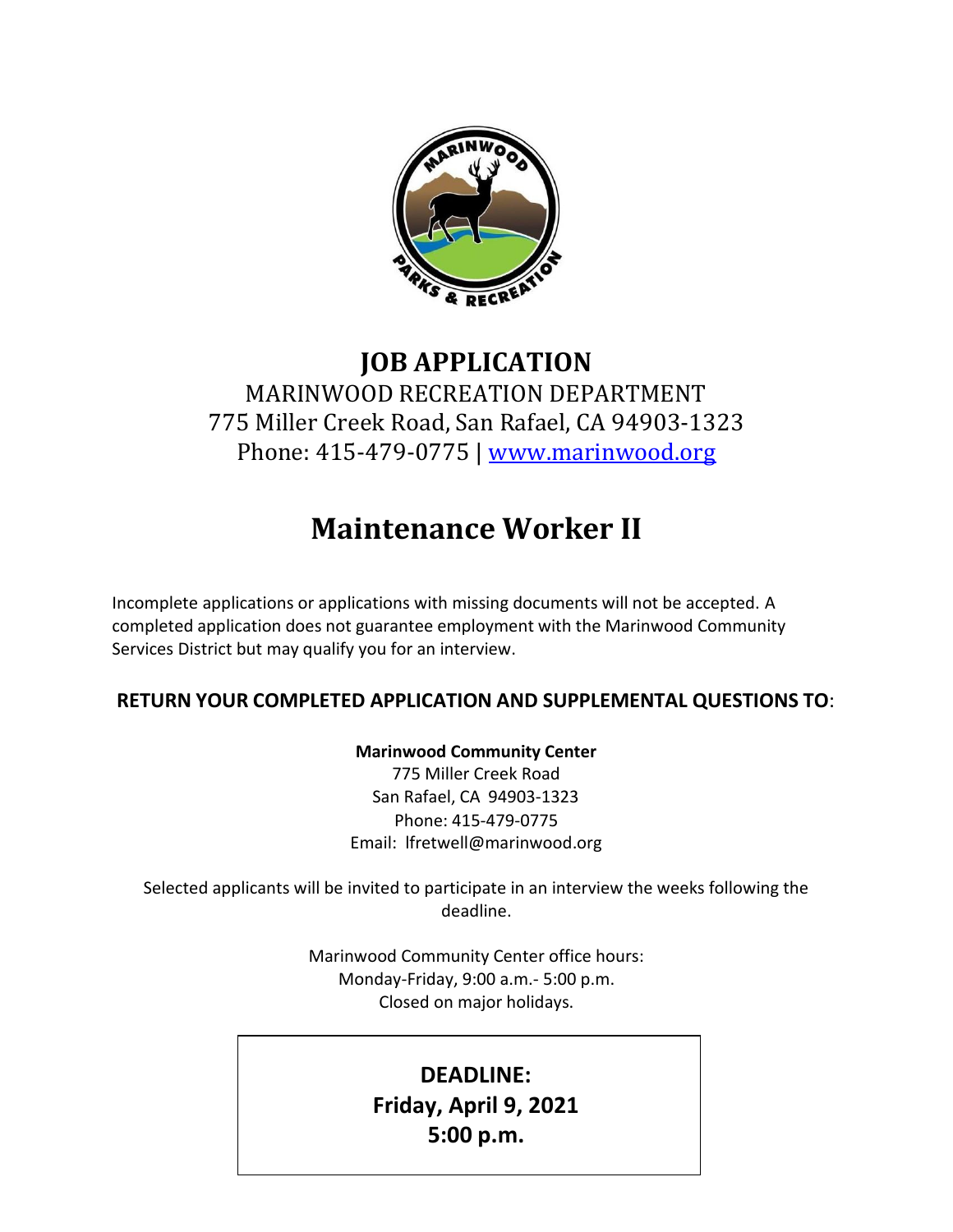# JOB APPLICATION

MARINWOOD RECREATION DEPARTMENT
775 Miller Creek Road, San Rafael, CA 94903-1323
Phone: 415-479-0775 | [www.marinwood.org](http://www.marinwood.org)

# Maintenance Worker II

Incomplete applications or applications with missing documents will not be accepted. A completed application does not guarantee employment with the Marinwood Community Services District but may qualify you for an interview.

**RETURN YOUR COMPLETED APPLICATION AND SUPPLEMENTAL QUESTIONS TO**:

**Marinwood Community Center**
775 Miller Creek Road
San Rafael, CA 94903-1323
Phone: 415-479-0775
Email: lfretwell@marinwood.org

Selected applicants will be invited to participate in an interview the weeks following the deadline.

Marinwood Community Center office hours:
Monday-Friday, 9:00 a.m.- 5:00 p.m.
Closed on major holidays.

**DEADLINE:**
**Friday, April 9, 2021**
**5:00 p.m.**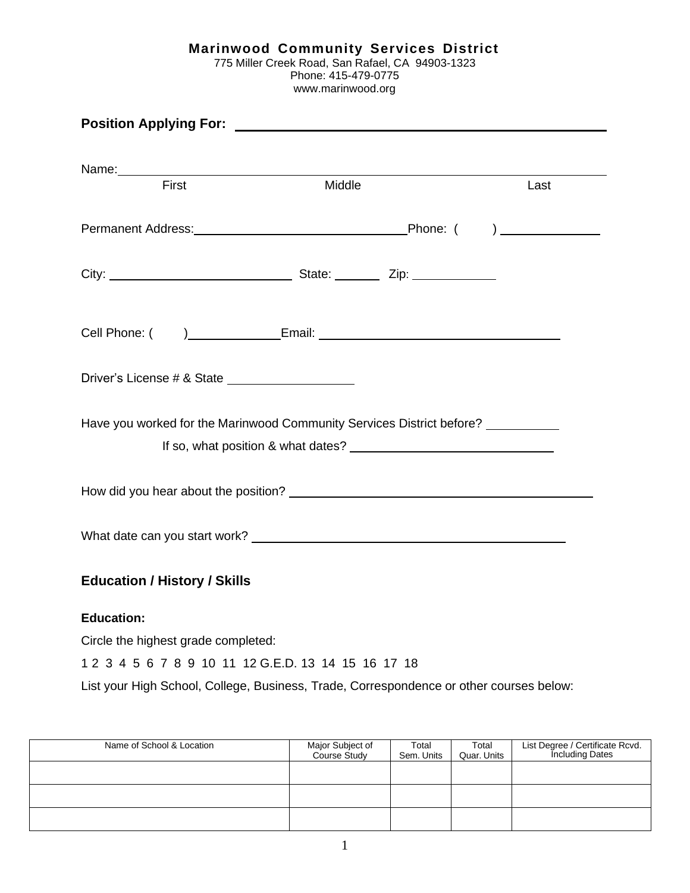**Marinwood Community Services District**
775 Miller Creek Road, San Rafael, CA 94903-1323
Phone: 415-479-0775
www.marinwood.org

**Position Applying For:** ______________________________

Name: ______________________________
First Middle Last

Permanent Address: ______________________________ Phone: ( ) ____________

City: ____________________ State: ______ Zip: __________

Cell Phone: ( ) ____________ Email: ______________________________

Driver's License # & State ________________

Have you worked for the Marinwood Community Services District before? __________

If so, what position & what dates? ______________________________

How did you hear about the position? ______________________________

What date can you start work? ______________________________

## Education / History / Skills

**Education:**

Circle the highest grade completed:

1 2 3 4 5 6 7 8 9 10 11 12 G.E.D. 13 14 15 16 17 18

List your High School, College, Business, Trade, Correspondence or other courses below:

| Name of School & Location | Major Subject of Course Study | Total Sem. Units | Total Quar. Units | List Degree / Certificate Rcvd. Including Dates |
|---|---|---|---|---|
| | | | | |
| | | | | |
| | | | | |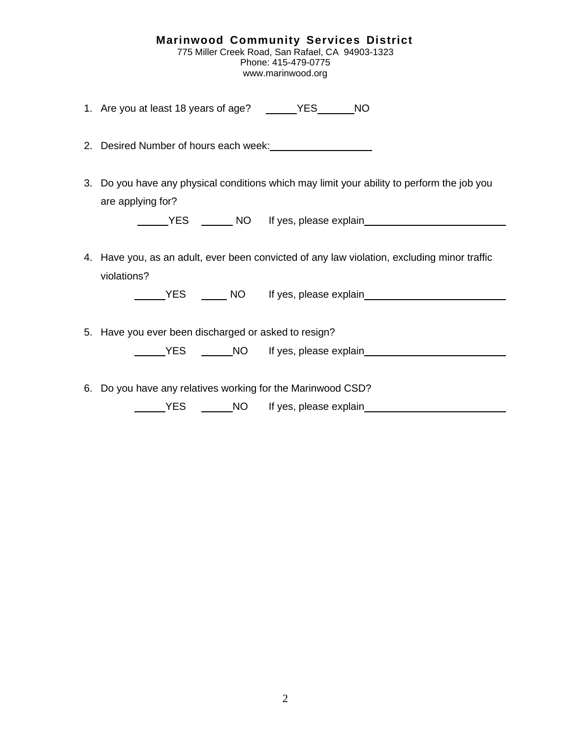**Marinwood Community Services District**
775 Miller Creek Road, San Rafael, CA 94903-1323
Phone: 415-479-0775
www.marinwood.org

1. Are you at least 18 years of age? _____YES_____NO

2. Desired Number of hours each week:_______________

3. Do you have any physical conditions which may limit your ability to perform the job you are applying for?

   _____YES _____ NO If yes, please explain____________________

4. Have you, as an adult, ever been convicted of any law violation, excluding minor traffic violations?

   _____YES _____ NO If yes, please explain____________________

5. Have you ever been discharged or asked to resign?

   _____YES _____NO If yes, please explain____________________

6. Do you have any relatives working for the Marinwood CSD?

   _____YES _____NO If yes, please explain____________________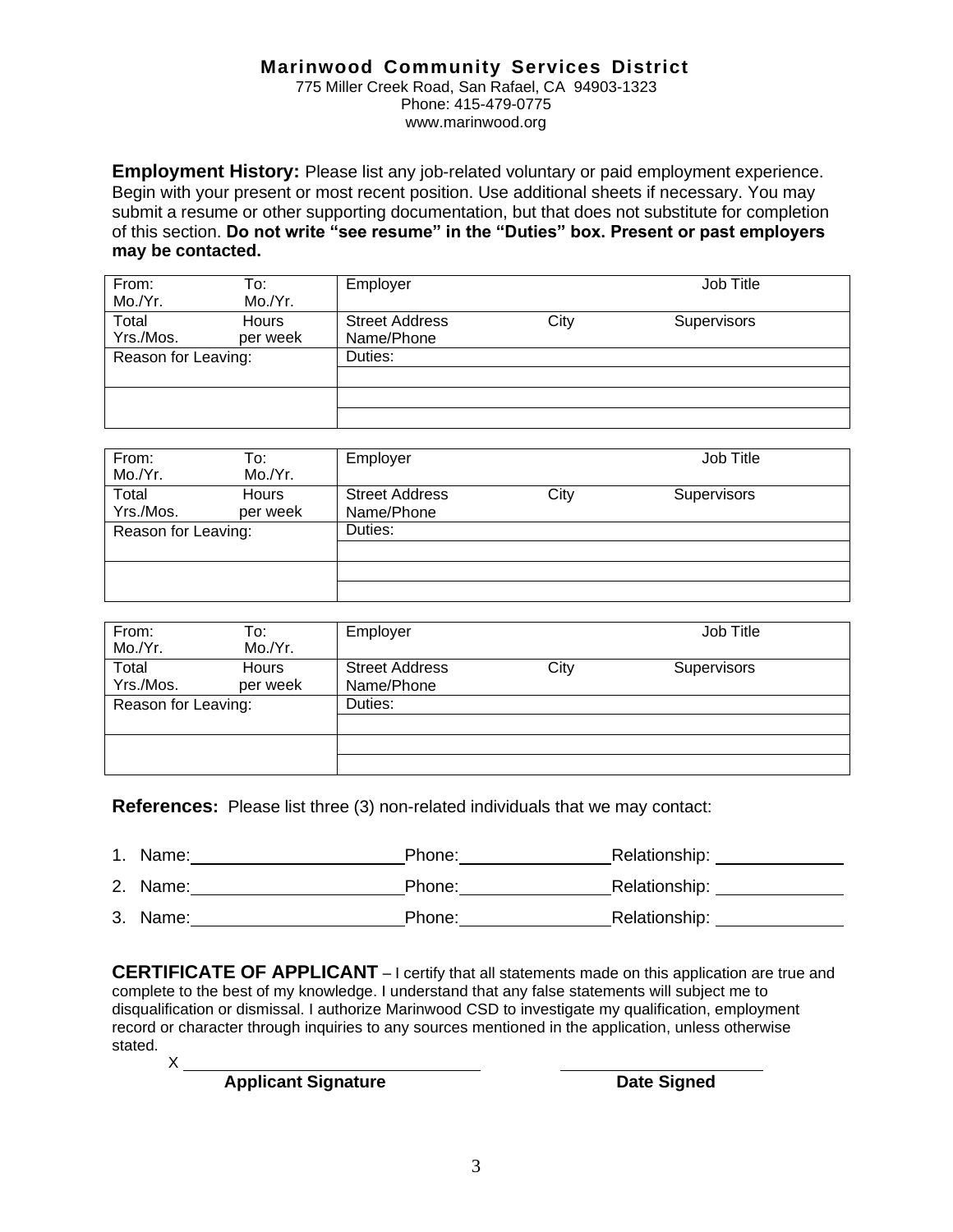**Marinwood Community Services District**
775 Miller Creek Road, San Rafael, CA 94903-1323
Phone: 415-479-0775
www.marinwood.org

**Employment History:** Please list any job-related voluntary or paid employment experience. Begin with your present or most recent position. Use additional sheets if necessary. You may submit a resume or other supporting documentation, but that does not substitute for completion of this section. **Do not write "see resume" in the "Duties" box. Present or past employers may be contacted.**

| From: Mo./Yr. | To: Mo./Yr. | Employer | | Job Title |
|---|---|---|---|---|
| Total Yrs./Mos. | Hours per week | Street Address Name/Phone | City | Supervisors |
| Reason for Leaving: | | Duties: | | |
| | | | | |
| | | | | |
| | | | | |

| From: Mo./Yr. | To: Mo./Yr. | Employer | | Job Title |
|---|---|---|---|---|
| Total Yrs./Mos. | Hours per week | Street Address Name/Phone | City | Supervisors |
| Reason for Leaving: | | Duties: | | |
| | | | | |
| | | | | |
| | | | | |

| From: Mo./Yr. | To: Mo./Yr. | Employer | | Job Title |
|---|---|---|---|---|
| Total Yrs./Mos. | Hours per week | Street Address Name/Phone | City | Supervisors |
| Reason for Leaving: | | Duties: | | |
| | | | | |
| | | | | |
| | | | | |

**References:** Please list three (3) non-related individuals that we may contact:

1. Name:\_\_\_\_\_\_\_\_\_\_\_\_\_\_\_\_\_\_\_\_ Phone:\_\_\_\_\_\_\_\_\_\_\_\_\_\_\_ Relationship: \_\_\_\_\_\_\_\_\_\_\_\_
2. Name:\_\_\_\_\_\_\_\_\_\_\_\_\_\_\_\_\_\_\_\_ Phone:\_\_\_\_\_\_\_\_\_\_\_\_\_\_\_ Relationship: \_\_\_\_\_\_\_\_\_\_\_\_
3. Name:\_\_\_\_\_\_\_\_\_\_\_\_\_\_\_\_\_\_\_\_ Phone:\_\_\_\_\_\_\_\_\_\_\_\_\_\_\_ Relationship: \_\_\_\_\_\_\_\_\_\_\_\_

**CERTIFICATE OF APPLICANT** – I certify that all statements made on this application are true and complete to the best of my knowledge. I understand that any false statements will subject me to disqualification or dismissal. I authorize Marinwood CSD to investigate my qualification, employment record or character through inquiries to any sources mentioned in the application, unless otherwise stated.

X \_\_\_\_\_\_\_\_\_\_\_\_\_\_\_\_\_\_\_\_\_\_\_\_\_\_\_\_\_\_ \_\_\_\_\_\_\_\_\_\_\_\_\_\_\_\_\_\_\_\_

**Applicant Signature** **Date Signed**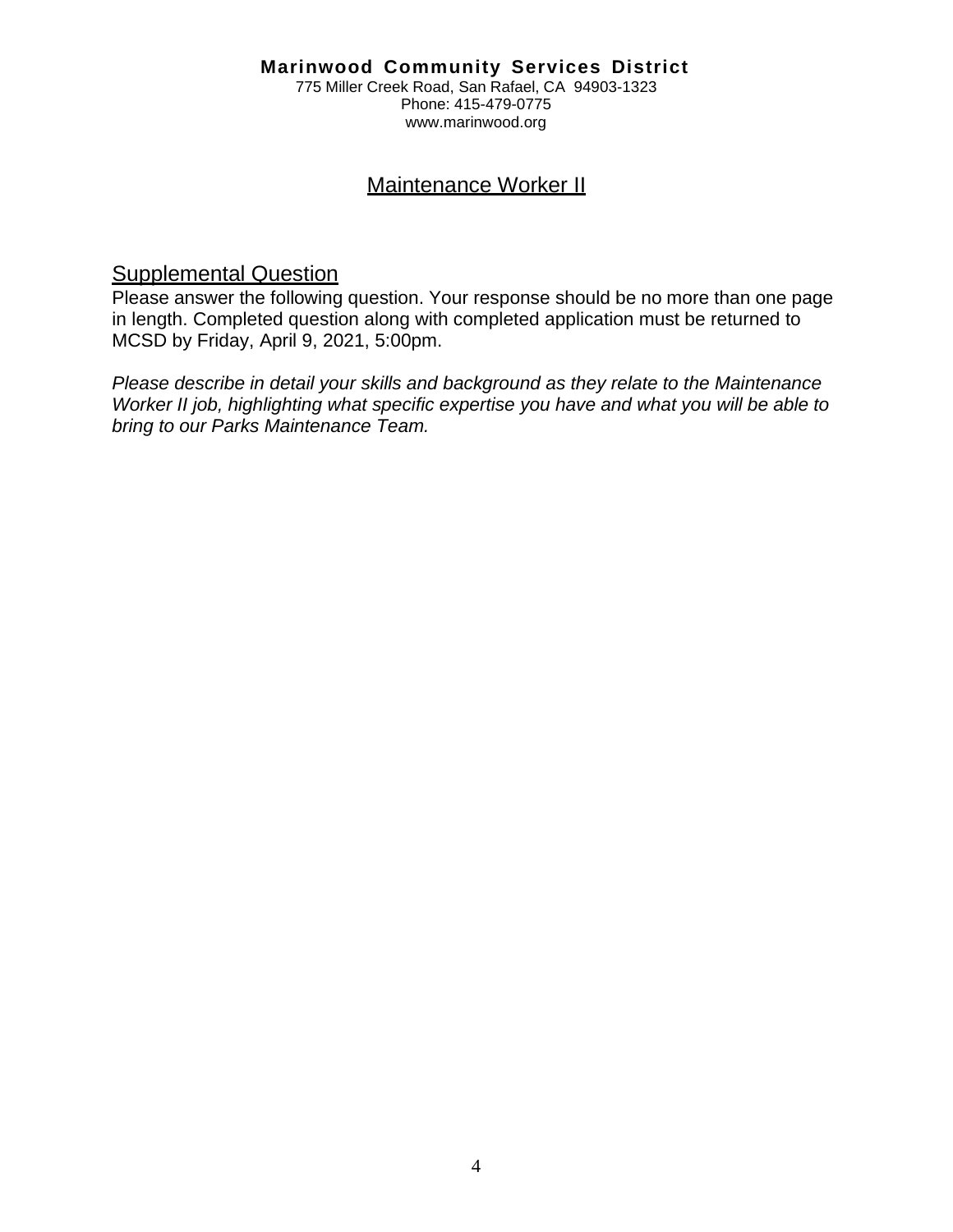**Marinwood Community Services District**

775 Miller Creek Road, San Rafael, CA 94903-1323

Phone: 415-479-0775

www.marinwood.org

# Maintenance Worker II

## Supplemental Question

Please answer the following question. Your response should be no more than one page in length. Completed question along with completed application must be returned to MCSD by Friday, April 9, 2021, 5:00pm.

*Please describe in detail your skills and background as they relate to the Maintenance Worker II job, highlighting what specific expertise you have and what you will be able to bring to our Parks Maintenance Team.*